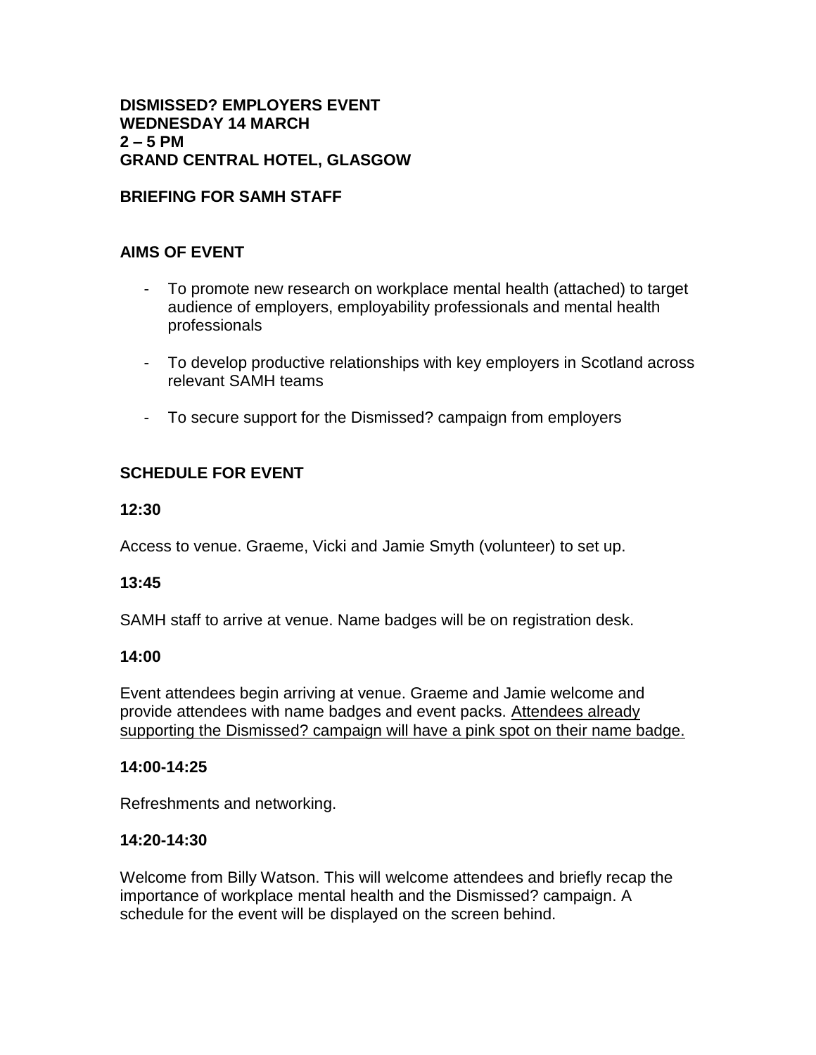**DISMISSED? EMPLOYERS EVENT**
**WEDNESDAY 14 MARCH**
**2 – 5 PM**
**GRAND CENTRAL HOTEL, GLASGOW**

**BRIEFING FOR SAMH STAFF**

## AIMS OF EVENT

- To promote new research on workplace mental health (attached) to target audience of employers, employability professionals and mental health professionals
- To develop productive relationships with key employers in Scotland across relevant SAMH teams
- To secure support for the Dismissed? campaign from employers

## SCHEDULE FOR EVENT

**12:30**

Access to venue. Graeme, Vicki and Jamie Smyth (volunteer) to set up.

**13:45**

SAMH staff to arrive at venue. Name badges will be on registration desk.

**14:00**

Event attendees begin arriving at venue. Graeme and Jamie welcome and provide attendees with name badges and event packs. <u>Attendees already supporting the Dismissed? campaign will have a pink spot on their name badge.</u>

**14:00-14:25**

Refreshments and networking.

**14:20-14:30**

Welcome from Billy Watson. This will welcome attendees and briefly recap the importance of workplace mental health and the Dismissed? campaign. A schedule for the event will be displayed on the screen behind.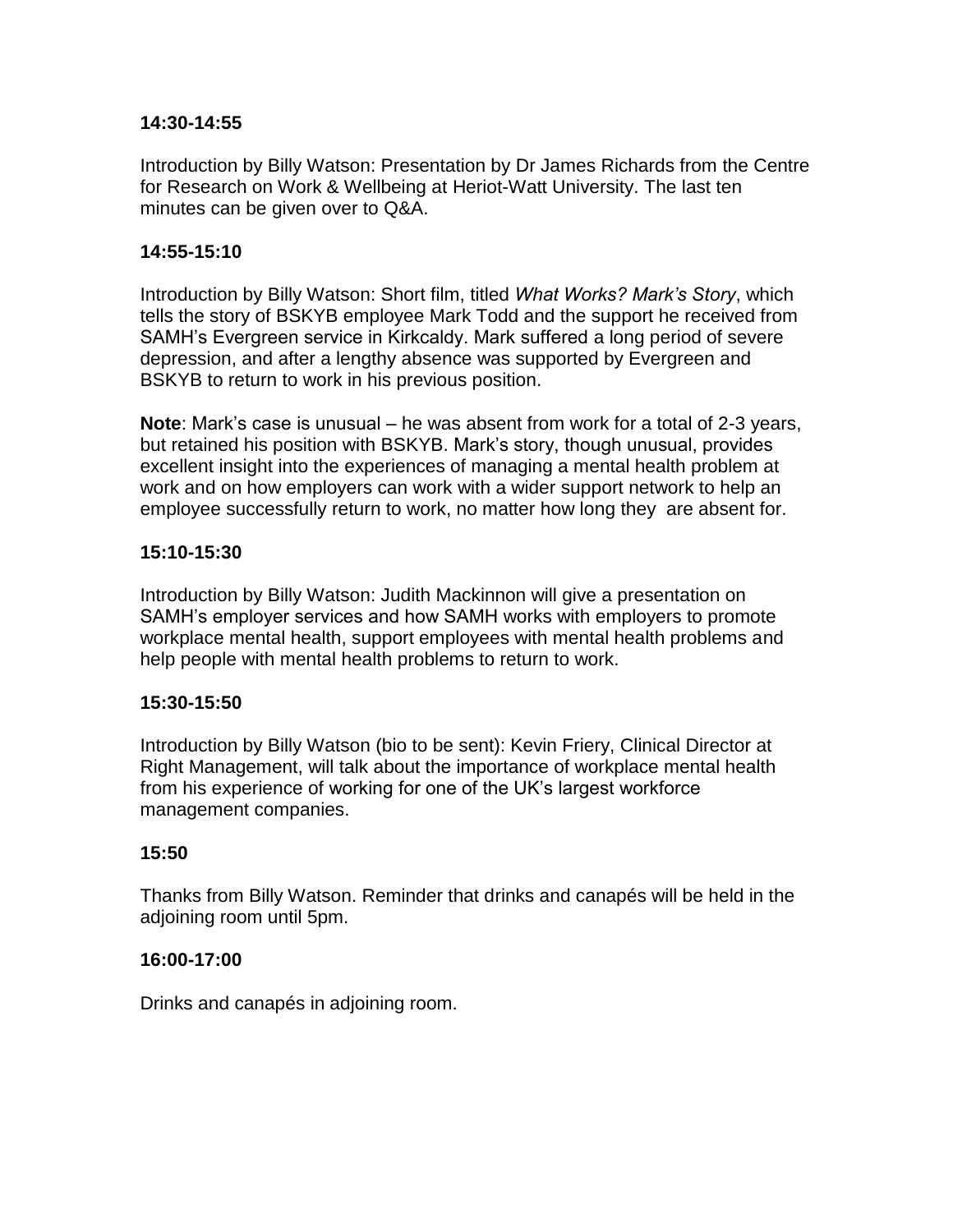**14:30-14:55**

Introduction by Billy Watson: Presentation by Dr James Richards from the Centre for Research on Work & Wellbeing at Heriot-Watt University. The last ten minutes can be given over to Q&A.

**14:55-15:10**

Introduction by Billy Watson: Short film, titled *What Works? Mark's Story*, which tells the story of BSKYB employee Mark Todd and the support he received from SAMH's Evergreen service in Kirkcaldy. Mark suffered a long period of severe depression, and after a lengthy absence was supported by Evergreen and BSKYB to return to work in his previous position.

**Note**: Mark's case is unusual – he was absent from work for a total of 2-3 years, but retained his position with BSKYB. Mark's story, though unusual, provides excellent insight into the experiences of managing a mental health problem at work and on how employers can work with a wider support network to help an employee successfully return to work, no matter how long they are absent for.

**15:10-15:30**

Introduction by Billy Watson: Judith Mackinnon will give a presentation on SAMH's employer services and how SAMH works with employers to promote workplace mental health, support employees with mental health problems and help people with mental health problems to return to work.

**15:30-15:50**

Introduction by Billy Watson (bio to be sent): Kevin Friery, Clinical Director at Right Management, will talk about the importance of workplace mental health from his experience of working for one of the UK's largest workforce management companies.

**15:50**

Thanks from Billy Watson. Reminder that drinks and canapés will be held in the adjoining room until 5pm.

**16:00-17:00**

Drinks and canapés in adjoining room.